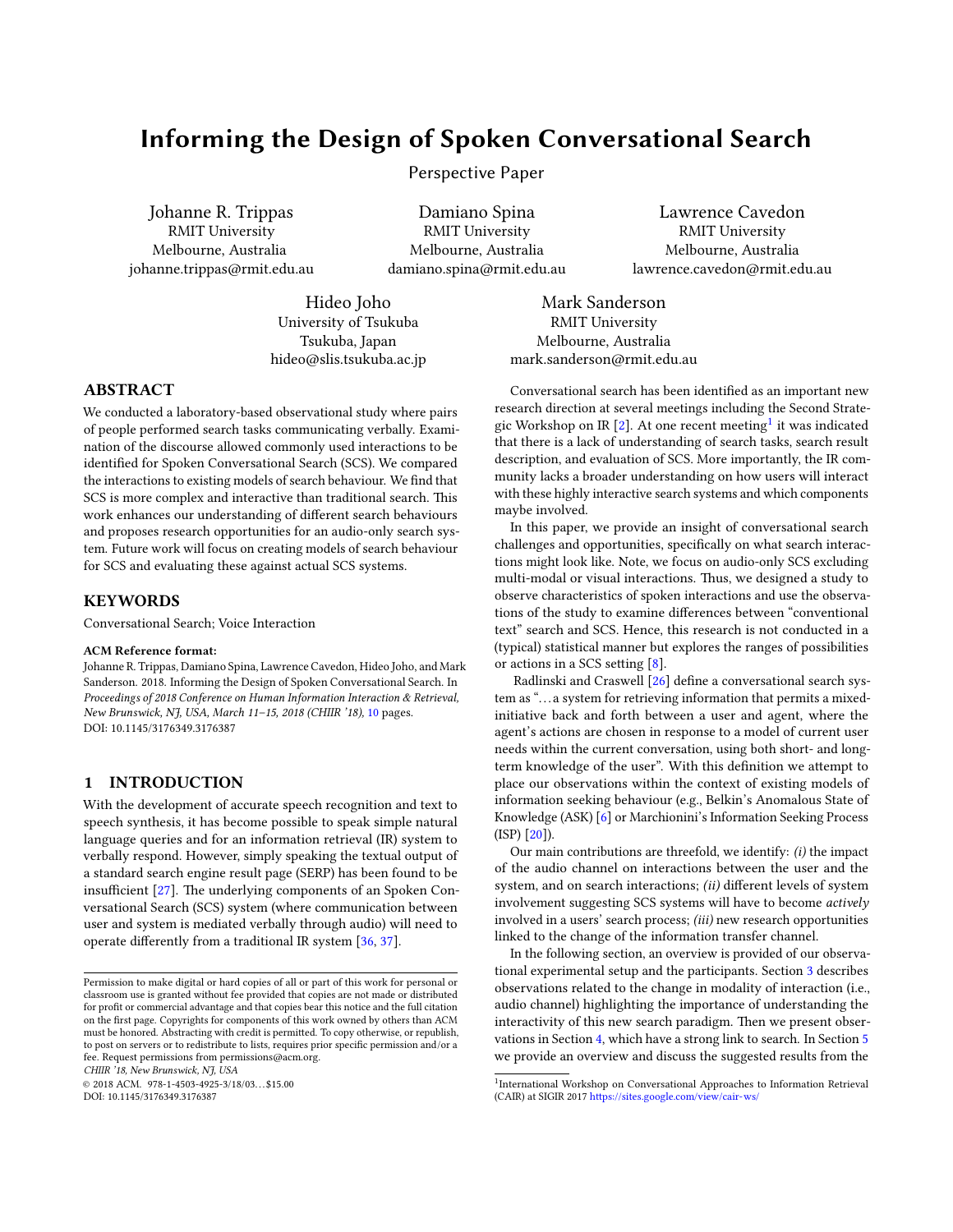# Informing the Design of Spoken Conversational Search

Perspective Paper

Johanne R. Trippas
RMIT University
Melbourne, Australia
johanne.trippas@rmit.edu.au

Damiano Spina
RMIT University
Melbourne, Australia
damiano.spina@rmit.edu.au

Lawrence Cavedon
RMIT University
Melbourne, Australia
lawrence.cavedon@rmit.edu.au

Hideo Joho
University of Tsukuba
Tsukuba, Japan
hideo@slis.tsukuba.ac.jp

Mark Sanderson
RMIT University
Melbourne, Australia
mark.sanderson@rmit.edu.au

## ABSTRACT

We conducted a laboratory-based observational study where pairs of people performed search tasks communicating verbally. Examination of the discourse allowed commonly used interactions to be identified for Spoken Conversational Search (SCS). We compared the interactions to existing models of search behaviour. We find that SCS is more complex and interactive than traditional search. This work enhances our understanding of different search behaviours and proposes research opportunities for an audio-only search system. Future work will focus on creating models of search behaviour for SCS and evaluating these against actual SCS systems.

## KEYWORDS

Conversational Search; Voice Interaction

**ACM Reference format:**
Johanne R. Trippas, Damiano Spina, Lawrence Cavedon, Hideo Joho, and Mark Sanderson. 2018. Informing the Design of Spoken Conversational Search. In *Proceedings of 2018 Conference on Human Information Interaction & Retrieval, New Brunswick, NJ, USA, March 11–15, 2018 (CHIIR '18),* 10 pages.
DOI: 10.1145/3176349.3176387

## 1 INTRODUCTION

With the development of accurate speech recognition and text to speech synthesis, it has become possible to speak simple natural language queries and for an information retrieval (IR) system to verbally respond. However, simply speaking the textual output of a standard search engine result page (SERP) has been found to be insufficient [27]. The underlying components of an Spoken Conversational Search (SCS) system (where communication between user and system is mediated verbally through audio) will need to operate differently from a traditional IR system [36, 37].

Conversational search has been identified as an important new research direction at several meetings including the Second Strategic Workshop on IR [2]. At one recent meeting[1] it was indicated that there is a lack of understanding of search tasks, search result description, and evaluation of SCS. More importantly, the IR community lacks a broader understanding on how users will interact with these highly interactive search systems and which components maybe involved.

In this paper, we provide an insight of conversational search challenges and opportunities, specifically on what search interactions might look like. Note, we focus on audio-only SCS excluding multi-modal or visual interactions. Thus, we designed a study to observe characteristics of spoken interactions and use the observations of the study to examine differences between "conventional text" search and SCS. Hence, this research is not conducted in a (typical) statistical manner but explores the ranges of possibilities or actions in a SCS setting [8].

Radlinski and Craswell [26] define a conversational search system as "…a system for retrieving information that permits a mixed-initiative back and forth between a user and agent, where the agent's actions are chosen in response to a model of current user needs within the current conversation, using both short- and long-term knowledge of the user". With this definition we attempt to place our observations within the context of existing models of information seeking behaviour (e.g., Belkin's Anomalous State of Knowledge (ASK) [6] or Marchionini's Information Seeking Process (ISP) [20]).

Our main contributions are threefold, we identify: *(i)* the impact of the audio channel on interactions between the user and the system, and on search interactions; *(ii)* different levels of system involvement suggesting SCS systems will have to become *actively* involved in a users' search process; *(iii)* new research opportunities linked to the change of the information transfer channel.

In the following section, an overview is provided of our observational experimental setup and the participants. Section 3 describes observations related to the change in modality of interaction (i.e., audio channel) highlighting the importance of understanding the interactivity of this new search paradigm. Then we present observations in Section 4, which have a strong link to search. In Section 5 we provide an overview and discuss the suggested results from the

[1] International Workshop on Conversational Approaches to Information Retrieval (CAIR) at SIGIR 2017 https://sites.google.com/view/cair-ws/

Permission to make digital or hard copies of all or part of this work for personal or classroom use is granted without fee provided that copies are not made or distributed for profit or commercial advantage and that copies bear this notice and the full citation on the first page. Copyrights for components of this work owned by others than ACM must be honored. Abstracting with credit is permitted. To copy otherwise, or republish, to post on servers or to redistribute to lists, requires prior specific permission and/or a fee. Request permissions from permissions@acm.org.
*CHIIR '18, New Brunswick, NJ, USA*
© 2018 ACM. 978-1-4503-4925-3/18/03…$15.00
DOI: 10.1145/3176349.3176387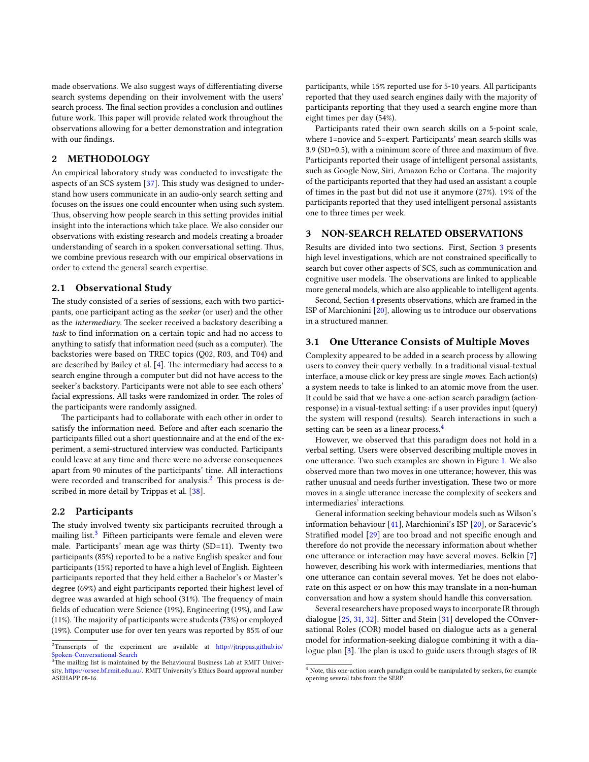made observations. We also suggest ways of differentiating diverse search systems depending on their involvement with the users' search process. The final section provides a conclusion and outlines future work. This paper will provide related work throughout the observations allowing for a better demonstration and integration with our findings.

## 2 METHODOLOGY

An empirical laboratory study was conducted to investigate the aspects of an SCS system [37]. This study was designed to understand how users communicate in an audio-only search setting and focuses on the issues one could encounter when using such system. Thus, observing how people search in this setting provides initial insight into the interactions which take place. We also consider our observations with existing research and models creating a broader understanding of search in a spoken conversational setting. Thus, we combine previous research with our empirical observations in order to extend the general search expertise.

### 2.1 Observational Study

The study consisted of a series of sessions, each with two participants, one participant acting as the *seeker* (or user) and the other as the *intermediary*. The seeker received a backstory describing a *task* to find information on a certain topic and had no access to anything to satisfy that information need (such as a computer). The backstories were based on TREC topics (Q02, R03, and T04) and are described by Bailey et al. [4]. The intermediary had access to a search engine through a computer but did not have access to the seeker's backstory. Participants were not able to see each others' facial expressions. All tasks were randomized in order. The roles of the participants were randomly assigned.

The participants had to collaborate with each other in order to satisfy the information need. Before and after each scenario the participants filled out a short questionnaire and at the end of the experiment, a semi-structured interview was conducted. Participants could leave at any time and there were no adverse consequences apart from 90 minutes of the participants' time. All interactions were recorded and transcribed for analysis.[2] This process is described in more detail by Trippas et al. [38].

### 2.2 Participants

The study involved twenty six participants recruited through a mailing list.[3] Fifteen participants were female and eleven were male. Participants' mean age was thirty (SD=11). Twenty two participants (85%) reported to be a native English speaker and four participants (15%) reported to have a high level of English. Eighteen participants reported that they held either a Bachelor's or Master's degree (69%) and eight participants reported their highest level of degree was awarded at high school (31%). The frequency of main fields of education were Science (19%), Engineering (19%), and Law (11%). The majority of participants were students (73%) or employed (19%). Computer use for over ten years was reported by 85% of our participants, while 15% reported use for 5-10 years. All participants reported that they used search engines daily with the majority of participants reporting that they used a search engine more than eight times per day (54%).

Participants rated their own search skills on a 5-point scale, where 1=novice and 5=expert. Participants' mean search skills was 3.9 (SD=0.5), with a minimum score of three and maximum of five. Participants reported their usage of intelligent personal assistants, such as Google Now, Siri, Amazon Echo or Cortana. The majority of the participants reported that they had used an assistant a couple of times in the past but did not use it anymore (27%). 19% of the participants reported that they used intelligent personal assistants one to three times per week.

## 3 NON-SEARCH RELATED OBSERVATIONS

Results are divided into two sections. First, Section 3 presents high level investigations, which are not constrained specifically to search but cover other aspects of SCS, such as communication and cognitive user models. The observations are linked to applicable more general models, which are also applicable to intelligent agents.

Second, Section 4 presents observations, which are framed in the ISP of Marchionini [20], allowing us to introduce our observations in a structured manner.

### 3.1 One Utterance Consists of Multiple Moves

Complexity appeared to be added in a search process by allowing users to convey their query verbally. In a traditional visual-textual interface, a mouse click or key press are single *moves*. Each action(s) a system needs to take is linked to an atomic move from the user. It could be said that we have a one-action search paradigm (action-response) in a visual-textual setting: if a user provides input (query) the system will respond (results). Search interactions in such a setting can be seen as a linear process.[4]

However, we observed that this paradigm does not hold in a verbal setting. Users were observed describing multiple moves in one utterance. Two such examples are shown in Figure 1. We also observed more than two moves in one utterance; however, this was rather unusual and needs further investigation. These two or more moves in a single utterance increase the complexity of seekers and intermediaries' interactions.

General information seeking behaviour models such as Wilson's information behaviour [41], Marchionini's ISP [20], or Saracevic's Stratified model [29] are too broad and not specific enough and therefore do not provide the necessary information about whether one utterance or interaction may have several moves. Belkin [7] however, describing his work with intermediaries, mentions that one utterance can contain several moves. Yet he does not elaborate on this aspect or on how this may translate in a non-human conversation and how a system should handle this conversation.

Several researchers have proposed ways to incorporate IR through dialogue [25, 31, 32]. Sitter and Stein [31] developed the COnversational Roles (COR) model based on dialogue acts as a general model for information-seeking dialogue combining it with a dialogue plan [3]. The plan is used to guide users through stages of IR

[2] Transcripts of the experiment are available at http://jtrippas.github.io/Spoken-Conversational-Search

[3] The mailing list is maintained by the Behavioural Business Lab at RMIT University, https://orsee.bf.rmit.edu.au/. RMIT University's Ethics Board approval number ASEHAPP 08-16.

[4] Note, this one-action search paradigm could be manipulated by seekers, for example opening several tabs from the SERP.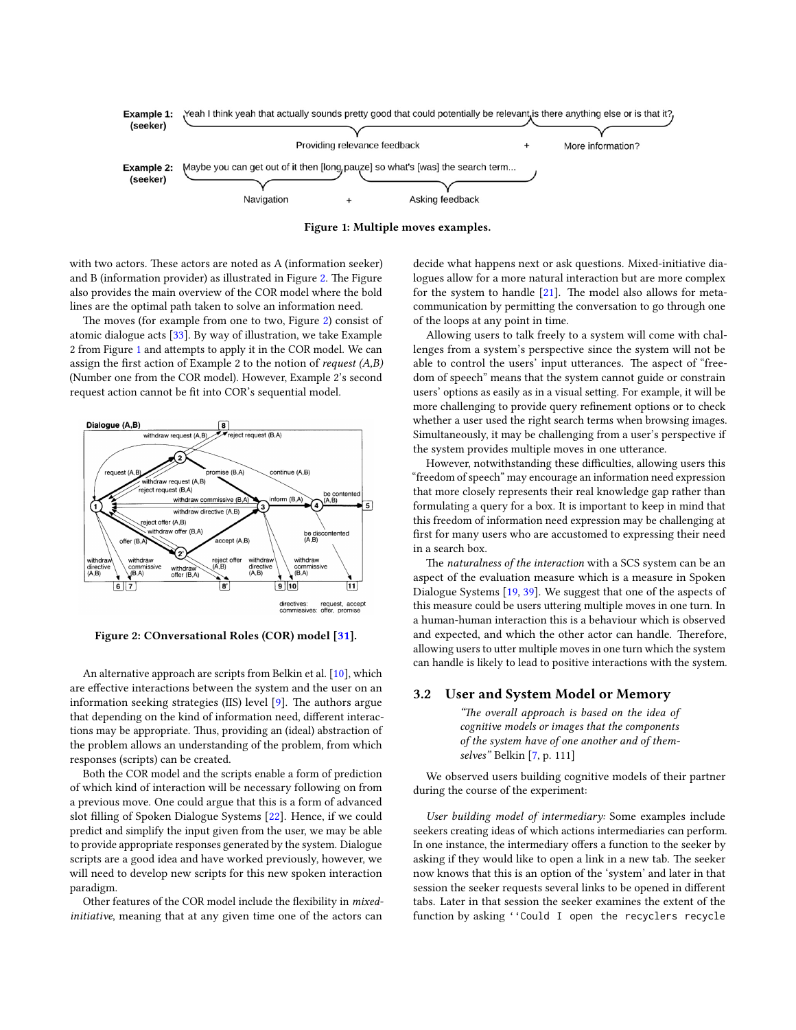Example 1: (seeker) Yeah I think yeah that actually sounds pretty good that could potentially be relevant is there anything else or is that it?

Providing relevance feedback + More information?

Example 2: (seeker) Maybe you can get out of it then [long pauze] so what's [was] the search term...

Navigation + Asking feedback

**Figure 1: Multiple moves examples.**

with two actors. These actors are noted as A (information seeker) and B (information provider) as illustrated in Figure 2. The Figure also provides the main overview of the COR model where the bold lines are the optimal path taken to solve an information need.

The moves (for example from one to two, Figure 2) consist of atomic dialogue acts [33]. By way of illustration, we take Example 2 from Figure 1 and attempts to apply it in the COR model. We can assign the first action of Example 2 to the notion of *request (A,B)* (Number one from the COR model). However, Example 2's second request action cannot be fit into COR's sequential model.

**Figure 2: COnversational Roles (COR) model [31].**

An alternative approach are scripts from Belkin et al. [10], which are effective interactions between the system and the user on an information seeking strategies (IIS) level [9]. The authors argue that depending on the kind of information need, different interactions may be appropriate. Thus, providing an (ideal) abstraction of the problem allows an understanding of the problem, from which responses (scripts) can be created.

Both the COR model and the scripts enable a form of prediction of which kind of interaction will be necessary following on from a previous move. One could argue that this is a form of advanced slot filling of Spoken Dialogue Systems [22]. Hence, if we could predict and simplify the input given from the user, we may be able to provide appropriate responses generated by the system. Dialogue scripts are a good idea and have worked previously, however, we will need to develop new scripts for this new spoken interaction paradigm.

Other features of the COR model include the flexibility in *mixed-initiative*, meaning that at any given time one of the actors can decide what happens next or ask questions. Mixed-initiative dialogues allow for a more natural interaction but are more complex for the system to handle [21]. The model also allows for meta-communication by permitting the conversation to go through one of the loops at any point in time.

Allowing users to talk freely to a system will come with challenges from a system's perspective since the system will not be able to control the users' input utterances. The aspect of "freedom of speech" means that the system cannot guide or constrain users' options as easily as in a visual setting. For example, it will be more challenging to provide query refinement options or to check whether a user used the right search terms when browsing images. Simultaneously, it may be challenging from a user's perspective if the system provides multiple moves in one utterance.

However, notwithstanding these difficulties, allowing users this "freedom of speech" may encourage an information need expression that more closely represents their real knowledge gap rather than formulating a query for a box. It is important to keep in mind that this freedom of information need expression may be challenging at first for many users who are accustomed to expressing their need in a search box.

The *naturalness of the interaction* with a SCS system can be an aspect of the evaluation measure which is a measure in Spoken Dialogue Systems [19, 39]. We suggest that one of the aspects of this measure could be users uttering multiple moves in one turn. In a human-human interaction this is a behaviour which is observed and expected, and which the other actor can handle. Therefore, allowing users to utter multiple moves in one turn which the system can handle is likely to lead to positive interactions with the system.

## 3.2 User and System Model or Memory

> *"The overall approach is based on the idea of cognitive models or images that the components of the system have of one another and of themselves"* Belkin [7, p. 111]

We observed users building cognitive models of their partner during the course of the experiment:

*User building model of intermediary:* Some examples include seekers creating ideas of which actions intermediaries can perform. In one instance, the intermediary offers a function to the seeker by asking if they would like to open a link in a new tab. The seeker now knows that this is an option of the 'system' and later in that session the seeker requests several links to be opened in different tabs. Later in that session the seeker examines the extent of the function by asking ``Could I open the recyclers recycle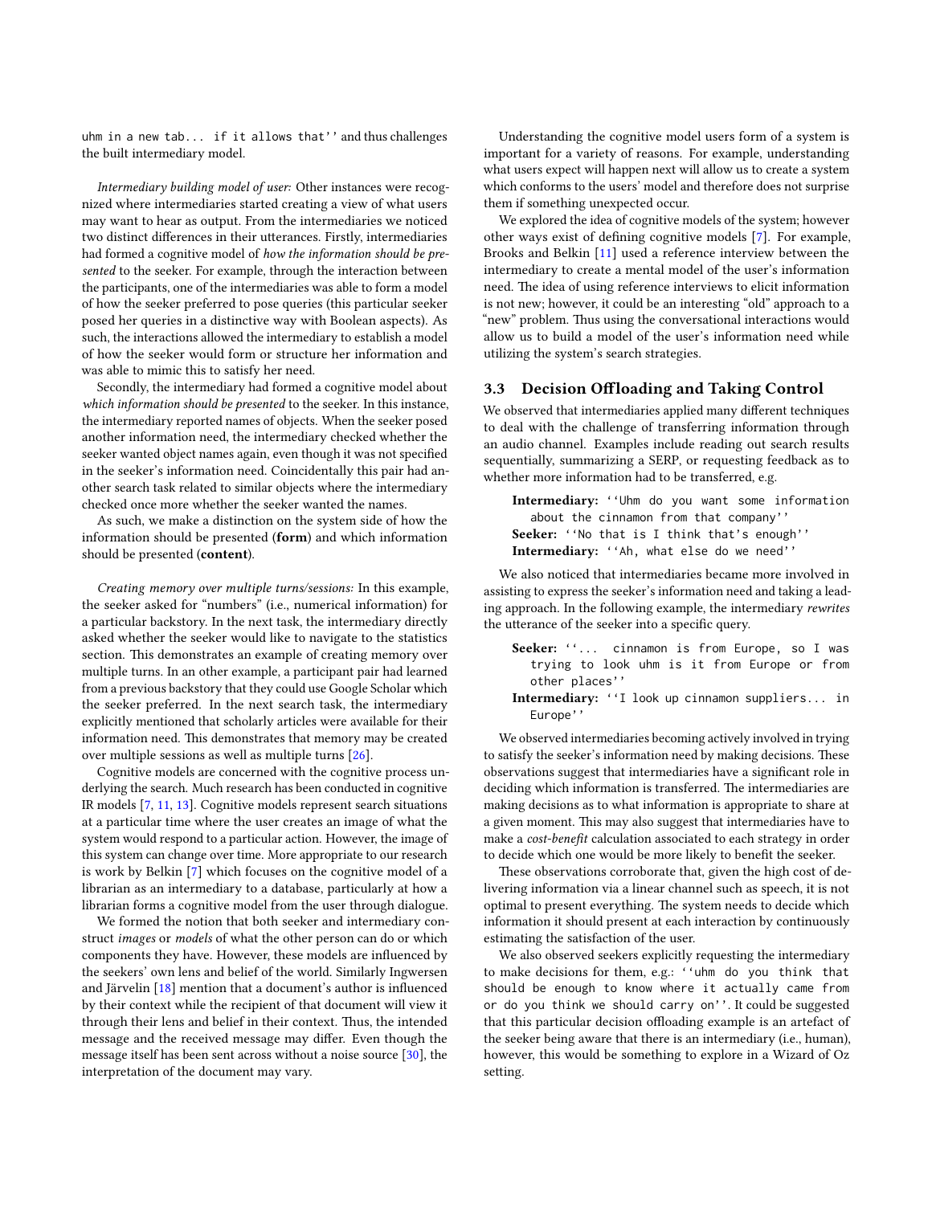uhm in a new tab... if it allows that'' and thus challenges the built intermediary model.

*Intermediary building model of user:* Other instances were recognized where intermediaries started creating a view of what users may want to hear as output. From the intermediaries we noticed two distinct differences in their utterances. Firstly, intermediaries had formed a cognitive model of *how the information should be presented* to the seeker. For example, through the interaction between the participants, one of the intermediaries was able to form a model of how the seeker preferred to pose queries (this particular seeker posed her queries in a distinctive way with Boolean aspects). As such, the interactions allowed the intermediary to establish a model of how the seeker would form or structure her information and was able to mimic this to satisfy her need.

Secondly, the intermediary had formed a cognitive model about *which information should be presented* to the seeker. In this instance, the intermediary reported names of objects. When the seeker posed another information need, the intermediary checked whether the seeker wanted object names again, even though it was not specified in the seeker's information need. Coincidentally this pair had another search task related to similar objects where the intermediary checked once more whether the seeker wanted the names.

As such, we make a distinction on the system side of how the information should be presented (**form**) and which information should be presented (**content**).

*Creating memory over multiple turns/sessions:* In this example, the seeker asked for "numbers" (i.e., numerical information) for a particular backstory. In the next task, the intermediary directly asked whether the seeker would like to navigate to the statistics section. This demonstrates an example of creating memory over multiple turns. In an other example, a participant pair had learned from a previous backstory that they could use Google Scholar which the seeker preferred. In the next search task, the intermediary explicitly mentioned that scholarly articles were available for their information need. This demonstrates that memory may be created over multiple sessions as well as multiple turns [26].

Cognitive models are concerned with the cognitive process underlying the search. Much research has been conducted in cognitive IR models [7, 11, 13]. Cognitive models represent search situations at a particular time where the user creates an image of what the system would respond to a particular action. However, the image of this system can change over time. More appropriate to our research is work by Belkin [7] which focuses on the cognitive model of a librarian as an intermediary to a database, particularly at how a librarian forms a cognitive model from the user through dialogue.

We formed the notion that both seeker and intermediary construct *images* or *models* of what the other person can do or which components they have. However, these models are influenced by the seekers' own lens and belief of the world. Similarly Ingwersen and Järvelin [18] mention that a document's author is influenced by their context while the recipient of that document will view it through their lens and belief in their context. Thus, the intended message and the received message may differ. Even though the message itself has been sent across without a noise source [30], the interpretation of the document may vary.

Understanding the cognitive model users form of a system is important for a variety of reasons. For example, understanding what users expect will happen next will allow us to create a system which conforms to the users' model and therefore does not surprise them if something unexpected occur.

We explored the idea of cognitive models of the system; however other ways exist of defining cognitive models [7]. For example, Brooks and Belkin [11] used a reference interview between the intermediary to create a mental model of the user's information need. The idea of using reference interviews to elicit information is not new; however, it could be an interesting "old" approach to a "new" problem. Thus using the conversational interactions would allow us to build a model of the user's information need while utilizing the system's search strategies.

### 3.3 Decision Offloading and Taking Control

We observed that intermediaries applied many different techniques to deal with the challenge of transferring information through an audio channel. Examples include reading out search results sequentially, summarizing a SERP, or requesting feedback as to whether more information had to be transferred, e.g.

> **Intermediary:** ``Uhm do you want some information about the cinnamon from that company''
> **Seeker:** ``No that is I think that's enough''
> **Intermediary:** ``Ah, what else do we need''

We also noticed that intermediaries became more involved in assisting to express the seeker's information need and taking a leading approach. In the following example, the intermediary *rewrites* the utterance of the seeker into a specific query.

> **Seeker:** ``... cinnamon is from Europe, so I was trying to look uhm is it from Europe or from other places''
> **Intermediary:** ``I look up cinnamon suppliers... in Europe''

We observed intermediaries becoming actively involved in trying to satisfy the seeker's information need by making decisions. These observations suggest that intermediaries have a significant role in deciding which information is transferred. The intermediaries are making decisions as to what information is appropriate to share at a given moment. This may also suggest that intermediaries have to make a *cost-benefit* calculation associated to each strategy in order to decide which one would be more likely to benefit the seeker.

These observations corroborate that, given the high cost of delivering information via a linear channel such as speech, it is not optimal to present everything. The system needs to decide which information it should present at each interaction by continuously estimating the satisfaction of the user.

We also observed seekers explicitly requesting the intermediary to make decisions for them, e.g.: ``uhm do you think that should be enough to know where it actually came from or do you think we should carry on''. It could be suggested that this particular decision offloading example is an artefact of the seeker being aware that there is an intermediary (i.e., human), however, this would be something to explore in a Wizard of Oz setting.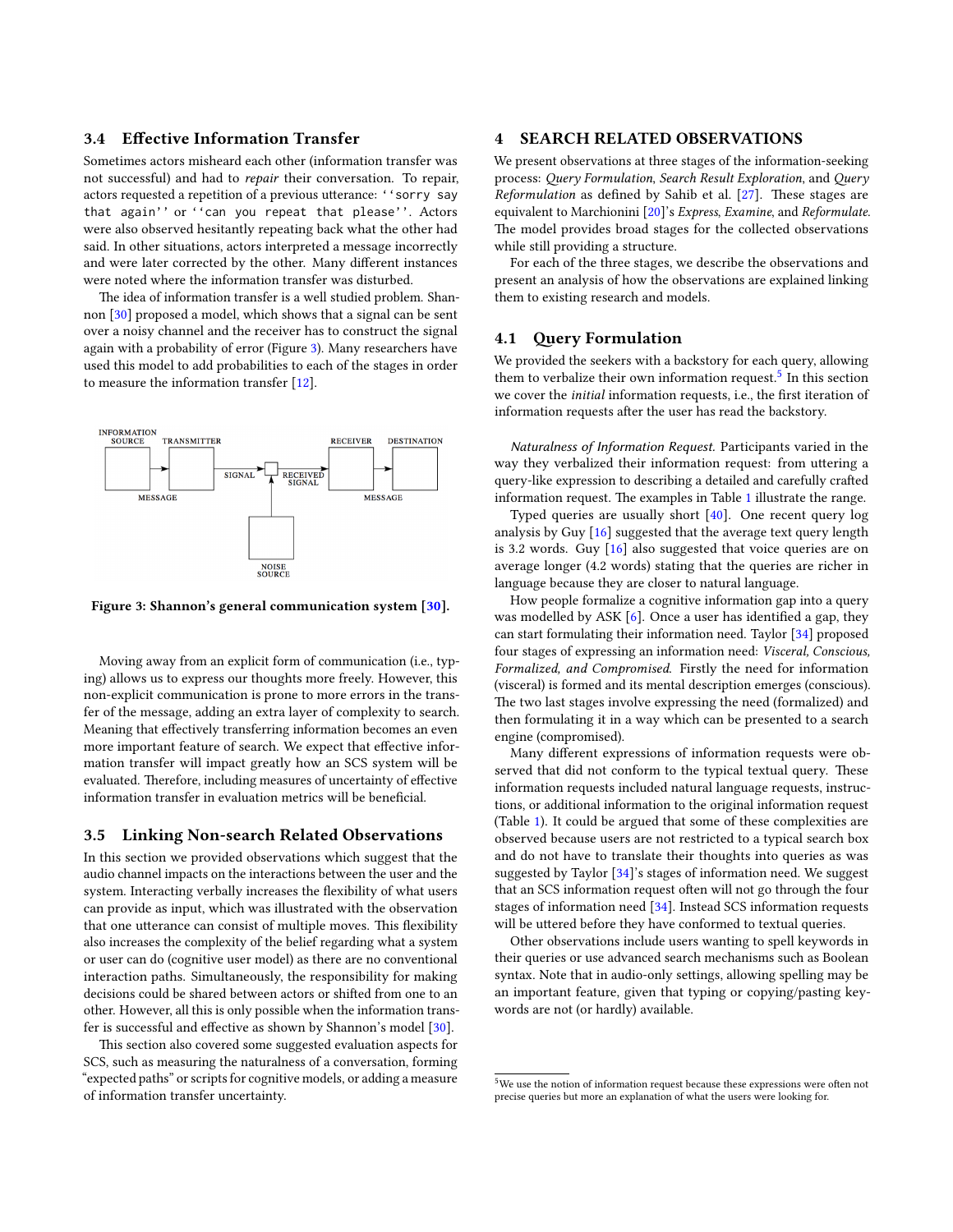### 3.4 Effective Information Transfer

Sometimes actors misheard each other (information transfer was not successful) and had to *repair* their conversation. To repair, actors requested a repetition of a previous utterance: ``sorry say that again'' or ``can you repeat that please''. Actors were also observed hesitantly repeating back what the other had said. In other situations, actors interpreted a message incorrectly and were later corrected by the other. Many different instances were noted where the information transfer was disturbed.

The idea of information transfer is a well studied problem. Shannon [30] proposed a model, which shows that a signal can be sent over a noisy channel and the receiver has to construct the signal again with a probability of error (Figure 3). Many researchers have used this model to add probabilities to each of the stages in order to measure the information transfer [12].

**Figure 3: Shannon's general communication system [30].**

Moving away from an explicit form of communication (i.e., typing) allows us to express our thoughts more freely. However, this non-explicit communication is prone to more errors in the transfer of the message, adding an extra layer of complexity to search. Meaning that effectively transferring information becomes an even more important feature of search. We expect that effective information transfer will impact greatly how an SCS system will be evaluated. Therefore, including measures of uncertainty of effective information transfer in evaluation metrics will be beneficial.

### 3.5 Linking Non-search Related Observations

In this section we provided observations which suggest that the audio channel impacts on the interactions between the user and the system. Interacting verbally increases the flexibility of what users can provide as input, which was illustrated with the observation that one utterance can consist of multiple moves. This flexibility also increases the complexity of the belief regarding what a system or user can do (cognitive user model) as there are no conventional interaction paths. Simultaneously, the responsibility for making decisions could be shared between actors or shifted from one to an other. However, all this is only possible when the information transfer is successful and effective as shown by Shannon's model [30].

This section also covered some suggested evaluation aspects for SCS, such as measuring the naturalness of a conversation, forming "expected paths" or scripts for cognitive models, or adding a measure of information transfer uncertainty.

## 4 SEARCH RELATED OBSERVATIONS

We present observations at three stages of the information-seeking process: *Query Formulation*, *Search Result Exploration*, and *Query Reformulation* as defined by Sahib et al. [27]. These stages are equivalent to Marchionini [20]'s *Express*, *Examine*, and *Reformulate*. The model provides broad stages for the collected observations while still providing a structure.

For each of the three stages, we describe the observations and present an analysis of how the observations are explained linking them to existing research and models.

### 4.1 Query Formulation

We provided the seekers with a backstory for each query, allowing them to verbalize their own information request.[5] In this section we cover the *initial* information requests, i.e., the first iteration of information requests after the user has read the backstory.

*Naturalness of Information Request.* Participants varied in the way they verbalized their information request: from uttering a query-like expression to describing a detailed and carefully crafted information request. The examples in Table 1 illustrate the range.

Typed queries are usually short [40]. One recent query log analysis by Guy [16] suggested that the average text query length is 3.2 words. Guy [16] also suggested that voice queries are on average longer (4.2 words) stating that the queries are richer in language because they are closer to natural language.

How people formalize a cognitive information gap into a query was modelled by ASK [6]. Once a user has identified a gap, they can start formulating their information need. Taylor [34] proposed four stages of expressing an information need: *Visceral, Conscious, Formalized, and Compromised*. Firstly the need for information (visceral) is formed and its mental description emerges (conscious). The two last stages involve expressing the need (formalized) and then formulating it in a way which can be presented to a search engine (compromised).

Many different expressions of information requests were observed that did not conform to the typical textual query. These information requests included natural language requests, instructions, or additional information to the original information request (Table 1). It could be argued that some of these complexities are observed because users are not restricted to a typical search box and do not have to translate their thoughts into queries as was suggested by Taylor [34]'s stages of information need. We suggest that an SCS information request often will not go through the four stages of information need [34]. Instead SCS information requests will be uttered before they have conformed to textual queries.

Other observations include users wanting to spell keywords in their queries or use advanced search mechanisms such as Boolean syntax. Note that in audio-only settings, allowing spelling may be an important feature, given that typing or copying/pasting keywords are not (or hardly) available.

[5] We use the notion of information request because these expressions were often not precise queries but more an explanation of what the users were looking for.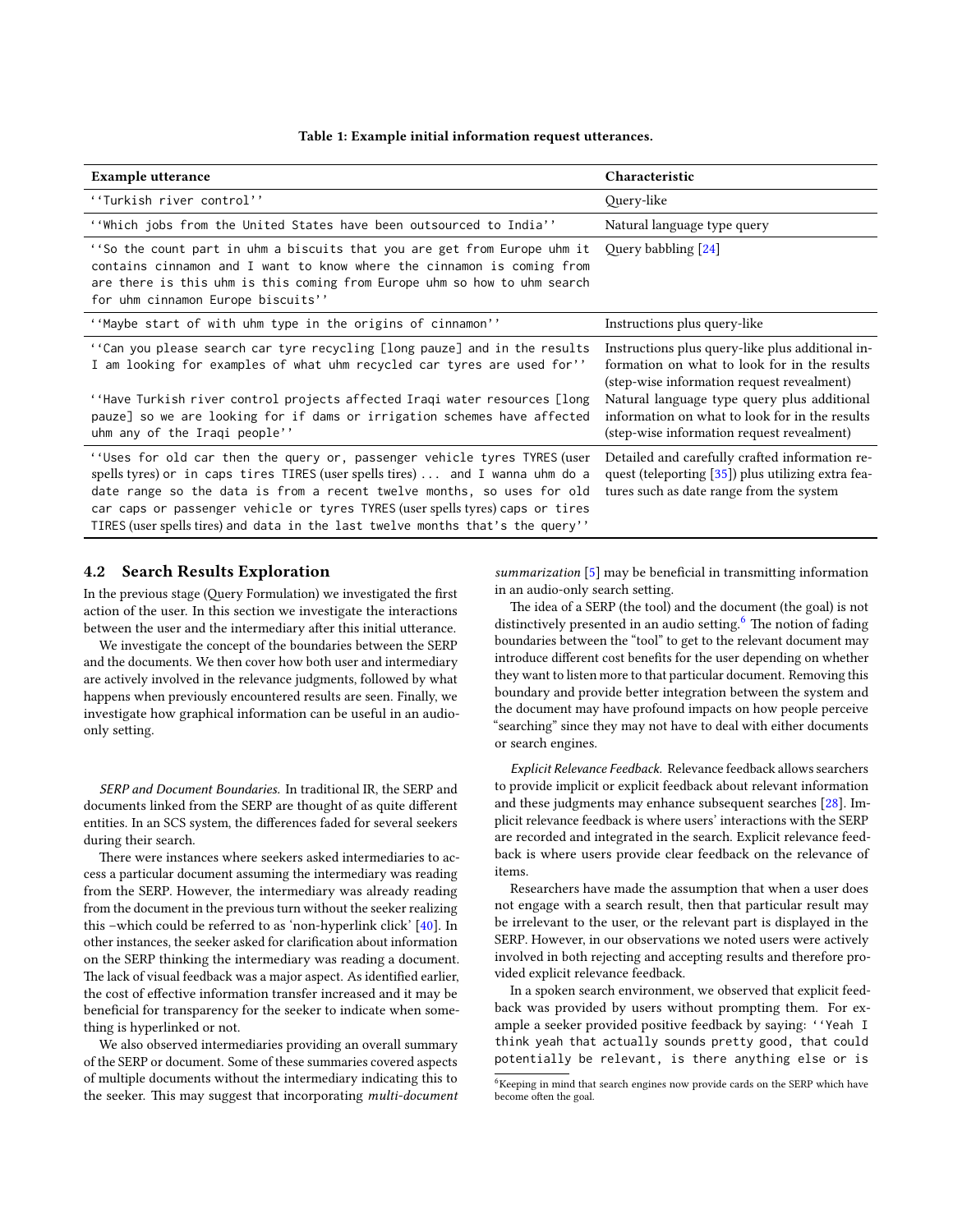**Table 1: Example initial information request utterances.**

| Example utterance | Characteristic |
|---|---|
| ''Turkish river control'' | Query-like |
| ''Which jobs from the United States have been outsourced to India'' | Natural language type query |
| ''So the count part in uhm a biscuits that you are get from Europe uhm it contains cinnamon and I want to know where the cinnamon is coming from are there is this uhm is this coming from Europe uhm so how to uhm search for uhm cinnamon Europe biscuits'' | Query babbling [24] |
| ''Maybe start of with uhm type in the origins of cinnamon'' | Instructions plus query-like |
| ''Can you please search car tyre recycling [long pauze] and in the results I am looking for examples of what uhm recycled car tyres are used for'' | Instructions plus query-like plus additional information on what to look for in the results (step-wise information request revealment) |
| ''Have Turkish river control projects affected Iraqi water resources [long pauze] so we are looking for if dams or irrigation schemes have affected uhm any of the Iraqi people'' | Natural language type query plus additional information on what to look for in the results (step-wise information request revealment) |
| ''Uses for old car then the query or, passenger vehicle tyres TYRES (user spells tyres) or in caps tires TIRES (user spells tires) ... and I wanna uhm do a date range so the data is from a recent twelve months, so uses for old car caps or passenger vehicle or tyres TYRES (user spells tyres) caps or tires TIRES (user spells tires) and data in the last twelve months that's the query'' | Detailed and carefully crafted information request (teleporting [35]) plus utilizing extra features such as date range from the system |

## 4.2 Search Results Exploration

In the previous stage (Query Formulation) we investigated the first action of the user. In this section we investigate the interactions between the user and the intermediary after this initial utterance.

We investigate the concept of the boundaries between the SERP and the documents. We then cover how both user and intermediary are actively involved in the relevance judgments, followed by what happens when previously encountered results are seen. Finally, we investigate how graphical information can be useful in an audio-only setting.

*SERP and Document Boundaries.* In traditional IR, the SERP and documents linked from the SERP are thought of as quite different entities. In an SCS system, the differences faded for several seekers during their search.

There were instances where seekers asked intermediaries to access a particular document assuming the intermediary was reading from the SERP. However, the intermediary was already reading from the document in the previous turn without the seeker realizing this –which could be referred to as 'non-hyperlink click' [40]. In other instances, the seeker asked for clarification about information on the SERP thinking the intermediary was reading a document. The lack of visual feedback was a major aspect. As identified earlier, the cost of effective information transfer increased and it may be beneficial for transparency for the seeker to indicate when something is hyperlinked or not.

We also observed intermediaries providing an overall summary of the SERP or document. Some of these summaries covered aspects of multiple documents without the intermediary indicating this to the seeker. This may suggest that incorporating *multi-document summarization* [5] may be beneficial in transmitting information in an audio-only search setting.

The idea of a SERP (the tool) and the document (the goal) is not distinctively presented in an audio setting.[6] The notion of fading boundaries between the "tool" to get to the relevant document may introduce different cost benefits for the user depending on whether they want to listen more to that particular document. Removing this boundary and provide better integration between the system and the document may have profound impacts on how people perceive "searching" since they may not have to deal with either documents or search engines.

*Explicit Relevance Feedback.* Relevance feedback allows searchers to provide implicit or explicit feedback about relevant information and these judgments may enhance subsequent searches [28]. Implicit relevance feedback is where users' interactions with the SERP are recorded and integrated in the search. Explicit relevance feedback is where users provide clear feedback on the relevance of items.

Researchers have made the assumption that when a user does not engage with a search result, then that particular result may be irrelevant to the user, or the relevant part is displayed in the SERP. However, in our observations we noted users were actively involved in both rejecting and accepting results and therefore provided explicit relevance feedback.

In a spoken search environment, we observed that explicit feedback was provided by users without prompting them. For example a seeker provided positive feedback by saying: ''Yeah I think yeah that actually sounds pretty good, that could potentially be relevant, is there anything else or is

[6] Keeping in mind that search engines now provide cards on the SERP which have become often the goal.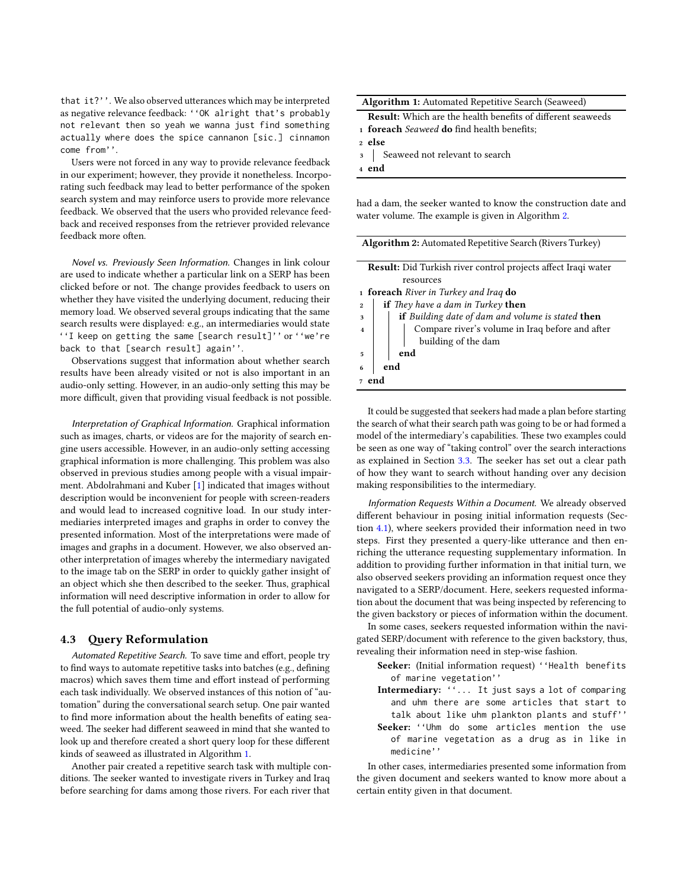that it?''. We also observed utterances which may be interpreted as negative relevance feedback: ''OK alright that's probably not relevant then so yeah we wanna just find something actually where does the spice cannanon [sic.] cinnamon come from''.

Users were not forced in any way to provide relevance feedback in our experiment; however, they provide it nonetheless. Incorporating such feedback may lead to better performance of the spoken search system and may reinforce users to provide more relevance feedback. We observed that the users who provided relevance feedback and received responses from the retriever provided relevance feedback more often.

*Novel vs. Previously Seen Information.* Changes in link colour are used to indicate whether a particular link on a SERP has been clicked before or not. The change provides feedback to users on whether they have visited the underlying document, reducing their memory load. We observed several groups indicating that the same search results were displayed: e.g., an intermediaries would state ''I keep on getting the same [search result]'' or ''we're back to that [search result] again''.

Observations suggest that information about whether search results have been already visited or not is also important in an audio-only setting. However, in an audio-only setting this may be more difficult, given that providing visual feedback is not possible.

*Interpretation of Graphical Information.* Graphical information such as images, charts, or videos are for the majority of search engine users accessible. However, in an audio-only setting accessing graphical information is more challenging. This problem was also observed in previous studies among people with a visual impairment. Abdolrahmani and Kuber [1] indicated that images without description would be inconvenient for people with screen-readers and would lead to increased cognitive load. In our study intermediaries interpreted images and graphs in order to convey the presented information. Most of the interpretations were made of images and graphs in a document. However, we also observed another interpretation of images whereby the intermediary navigated to the image tab on the SERP in order to quickly gather insight of an object which she then described to the seeker. Thus, graphical information will need descriptive information in order to allow for the full potential of audio-only systems.

### 4.3 Query Reformulation

*Automated Repetitive Search.* To save time and effort, people try to find ways to automate repetitive tasks into batches (e.g., defining macros) which saves them time and effort instead of performing each task individually. We observed instances of this notion of "automation" during the conversational search setup. One pair wanted to find more information about the health benefits of eating seaweed. The seeker had different seaweed in mind that she wanted to look up and therefore created a short query loop for these different kinds of seaweed as illustrated in Algorithm 1.

Another pair created a repetitive search task with multiple conditions. The seeker wanted to investigate rivers in Turkey and Iraq before searching for dams among those rivers. For each river that had a dam, the seeker wanted to know the construction date and water volume. The example is given in Algorithm 2.

**Algorithm 1:** Automated Repetitive Search (Seaweed)

```
Result: Which are the health benefits of different seaweeds
1 foreach Seaweed do find health benefits;
2 else
3 |   Seaweed not relevant to search
4 end
```

**Algorithm 2:** Automated Repetitive Search (Rivers Turkey)

```
Result: Did Turkish river control projects affect Iraqi water
        resources
1 foreach River in Turkey and Iraq do
2 |   if They have a dam in Turkey then
3 |   |   if Building date of dam and volume is stated then
4 |   |   |   Compare river's volume in Iraq before and after
  |   |   |     building of the dam
5 |   |   end
6 |   end
7 end
```

It could be suggested that seekers had made a plan before starting the search of what their search path was going to be or had formed a model of the intermediary's capabilities. These two examples could be seen as one way of "taking control" over the search interactions as explained in Section 3.3. The seeker has set out a clear path of how they want to search without handing over any decision making responsibilities to the intermediary.

*Information Requests Within a Document.* We already observed different behaviour in posing initial information requests (Section 4.1), where seekers provided their information need in two steps. First they presented a query-like utterance and then enriching the utterance requesting supplementary information. In addition to providing further information in that initial turn, we also observed seekers providing an information request once they navigated to a SERP/document. Here, seekers requested information about the document that was being inspected by referencing to the given backstory or pieces of information within the document.

In some cases, seekers requested information within the navigated SERP/document with reference to the given backstory, thus, revealing their information need in step-wise fashion.

> **Seeker:** (Initial information request) ''Health benefits of marine vegetation''
>
> **Intermediary:** ''... It just says a lot of comparing and uhm there are some articles that start to talk about like uhm plankton plants and stuff''
>
> **Seeker:** ''Uhm do some articles mention the use of marine vegetation as a drug as in like in medicine''

In other cases, intermediaries presented some information from the given document and seekers wanted to know more about a certain entity given in that document.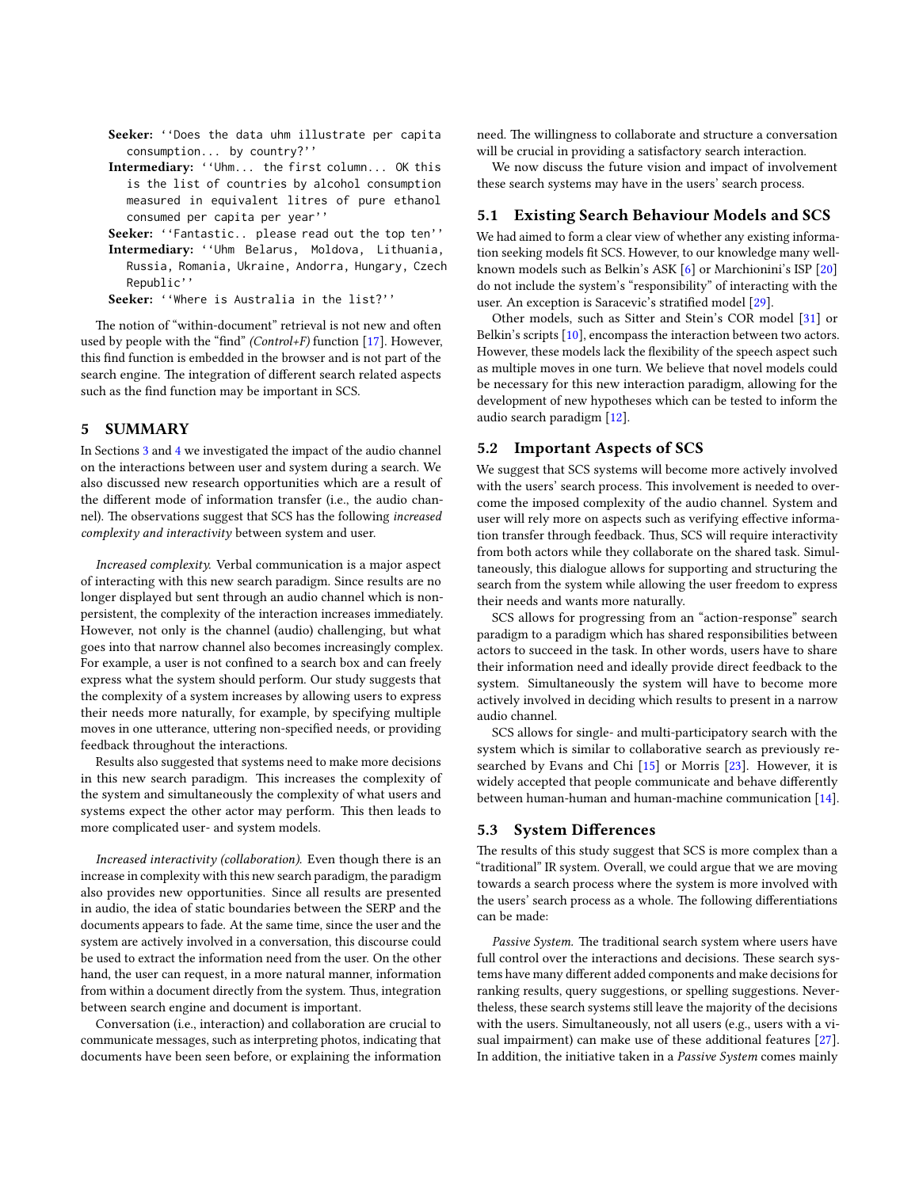**Seeker:** ``Does the data uhm illustrate per capita consumption... by country?''

**Intermediary:** ``Uhm... the first column... OK this is the list of countries by alcohol consumption measured in equivalent litres of pure ethanol consumed per capita per year''

**Seeker:** ``Fantastic.. please read out the top ten''

**Intermediary:** ``Uhm Belarus, Moldova, Lithuania, Russia, Romania, Ukraine, Andorra, Hungary, Czech Republic''

**Seeker:** ``Where is Australia in the list?''

The notion of "within-document" retrieval is not new and often used by people with the "find" *(Control+F)* function [17]. However, this find function is embedded in the browser and is not part of the search engine. The integration of different search related aspects such as the find function may be important in SCS.

## 5 SUMMARY

In Sections 3 and 4 we investigated the impact of the audio channel on the interactions between user and system during a search. We also discussed new research opportunities which are a result of the different mode of information transfer (i.e., the audio channel). The observations suggest that SCS has the following *increased complexity and interactivity* between system and user.

*Increased complexity.* Verbal communication is a major aspect of interacting with this new search paradigm. Since results are no longer displayed but sent through an audio channel which is non-persistent, the complexity of the interaction increases immediately. However, not only is the channel (audio) challenging, but what goes into that narrow channel also becomes increasingly complex. For example, a user is not confined to a search box and can freely express what the system should perform. Our study suggests that the complexity of a system increases by allowing users to express their needs more naturally, for example, by specifying multiple moves in one utterance, uttering non-specified needs, or providing feedback throughout the interactions.

Results also suggested that systems need to make more decisions in this new search paradigm. This increases the complexity of the system and simultaneously the complexity of what users and systems expect the other actor may perform. This then leads to more complicated user- and system models.

*Increased interactivity (collaboration).* Even though there is an increase in complexity with this new search paradigm, the paradigm also provides new opportunities. Since all results are presented in audio, the idea of static boundaries between the SERP and the documents appears to fade. At the same time, since the user and the system are actively involved in a conversation, this discourse could be used to extract the information need from the user. On the other hand, the user can request, in a more natural manner, information from within a document directly from the system. Thus, integration between search engine and document is important.

Conversation (i.e., interaction) and collaboration are crucial to communicate messages, such as interpreting photos, indicating that documents have been seen before, or explaining the information need. The willingness to collaborate and structure a conversation will be crucial in providing a satisfactory search interaction.

We now discuss the future vision and impact of involvement these search systems may have in the users' search process.

### 5.1 Existing Search Behaviour Models and SCS

We had aimed to form a clear view of whether any existing information seeking models fit SCS. However, to our knowledge many well-known models such as Belkin's ASK [6] or Marchionini's ISP [20] do not include the system's "responsibility" of interacting with the user. An exception is Saracevic's stratified model [29].

Other models, such as Sitter and Stein's COR model [31] or Belkin's scripts [10], encompass the interaction between two actors. However, these models lack the flexibility of the speech aspect such as multiple moves in one turn. We believe that novel models could be necessary for this new interaction paradigm, allowing for the development of new hypotheses which can be tested to inform the audio search paradigm [12].

### 5.2 Important Aspects of SCS

We suggest that SCS systems will become more actively involved with the users' search process. This involvement is needed to overcome the imposed complexity of the audio channel. System and user will rely more on aspects such as verifying effective information transfer through feedback. Thus, SCS will require interactivity from both actors while they collaborate on the shared task. Simultaneously, this dialogue allows for supporting and structuring the search from the system while allowing the user freedom to express their needs and wants more naturally.

SCS allows for progressing from an "action-response" search paradigm to a paradigm which has shared responsibilities between actors to succeed in the task. In other words, users have to share their information need and ideally provide direct feedback to the system. Simultaneously the system will have to become more actively involved in deciding which results to present in a narrow audio channel.

SCS allows for single- and multi-participatory search with the system which is similar to collaborative search as previously researched by Evans and Chi [15] or Morris [23]. However, it is widely accepted that people communicate and behave differently between human-human and human-machine communication [14].

### 5.3 System Differences

The results of this study suggest that SCS is more complex than a "traditional" IR system. Overall, we could argue that we are moving towards a search process where the system is more involved with the users' search process as a whole. The following differentiations can be made:

*Passive System.* The traditional search system where users have full control over the interactions and decisions. These search systems have many different added components and make decisions for ranking results, query suggestions, or spelling suggestions. Nevertheless, these search systems still leave the majority of the decisions with the users. Simultaneously, not all users (e.g., users with a visual impairment) can make use of these additional features [27]. In addition, the initiative taken in a *Passive System* comes mainly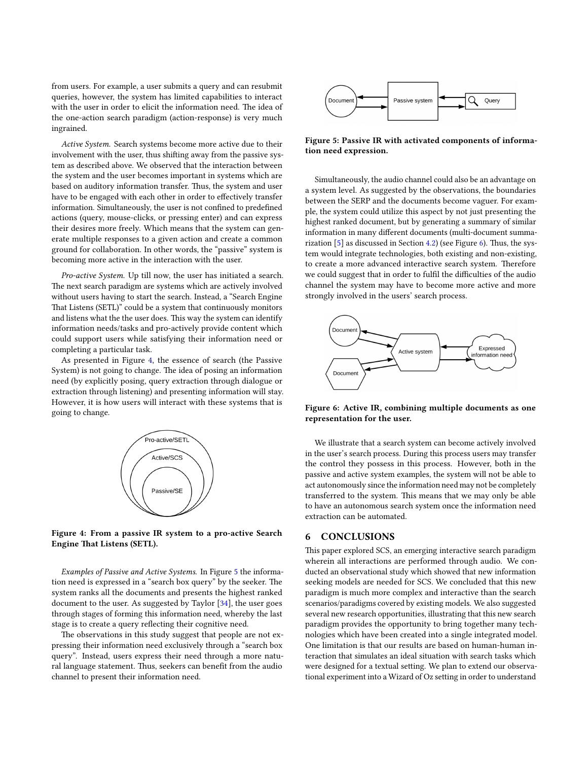from users. For example, a user submits a query and can resubmit queries, however, the system has limited capabilities to interact with the user in order to elicit the information need. The idea of the one-action search paradigm (action-response) is very much ingrained.

*Active System.* Search systems become more active due to their involvement with the user, thus shifting away from the passive system as described above. We observed that the interaction between the system and the user becomes important in systems which are based on auditory information transfer. Thus, the system and user have to be engaged with each other in order to effectively transfer information. Simultaneously, the user is not confined to predefined actions (query, mouse-clicks, or pressing enter) and can express their desires more freely. Which means that the system can generate multiple responses to a given action and create a common ground for collaboration. In other words, the "passive" system is becoming more active in the interaction with the user.

*Pro-active System.* Up till now, the user has initiated a search. The next search paradigm are systems which are actively involved without users having to start the search. Instead, a "Search Engine That Listens (SETL)" could be a system that continuously monitors and listens what the the user does. This way the system can identify information needs/tasks and pro-actively provide content which could support users while satisfying their information need or completing a particular task.

As presented in Figure 4, the essence of search (the Passive System) is not going to change. The idea of posing an information need (by explicitly posing, query extraction through dialogue or extraction through listening) and presenting information will stay. However, it is how users will interact with these systems that is going to change.

**Figure 4: From a passive IR system to a pro-active Search Engine That Listens (SETL).**

*Examples of Passive and Active Systems.* In Figure 5 the information need is expressed in a "search box query" by the seeker. The system ranks all the documents and presents the highest ranked document to the user. As suggested by Taylor [34], the user goes through stages of forming this information need, whereby the last stage is to create a query reflecting their cognitive need.

The observations in this study suggest that people are not expressing their information need exclusively through a "search box query". Instead, users express their need through a more natural language statement. Thus, seekers can benefit from the audio channel to present their information need.

**Figure 5: Passive IR with activated components of information need expression.**

Simultaneously, the audio channel could also be an advantage on a system level. As suggested by the observations, the boundaries between the SERP and the documents become vaguer. For example, the system could utilize this aspect by not just presenting the highest ranked document, but by generating a summary of similar information in many different documents (multi-document summarization [5] as discussed in Section 4.2) (see Figure 6). Thus, the system would integrate technologies, both existing and non-existing, to create a more advanced interactive search system. Therefore we could suggest that in order to fulfil the difficulties of the audio channel the system may have to become more active and more strongly involved in the users' search process.

**Figure 6: Active IR, combining multiple documents as one representation for the user.**

We illustrate that a search system can become actively involved in the user's search process. During this process users may transfer the control they possess in this process. However, both in the passive and active system examples, the system will not be able to act autonomously since the information need may not be completely transferred to the system. This means that we may only be able to have an autonomous search system once the information need extraction can be automated.

## 6 CONCLUSIONS

This paper explored SCS, an emerging interactive search paradigm wherein all interactions are performed through audio. We conducted an observational study which showed that new information seeking models are needed for SCS. We concluded that this new paradigm is much more complex and interactive than the search scenarios/paradigms covered by existing models. We also suggested several new research opportunities, illustrating that this new search paradigm provides the opportunity to bring together many technologies which have been created into a single integrated model. One limitation is that our results are based on human-human interaction that simulates an ideal situation with search tasks which were designed for a textual setting. We plan to extend our observational experiment into a Wizard of Oz setting in order to understand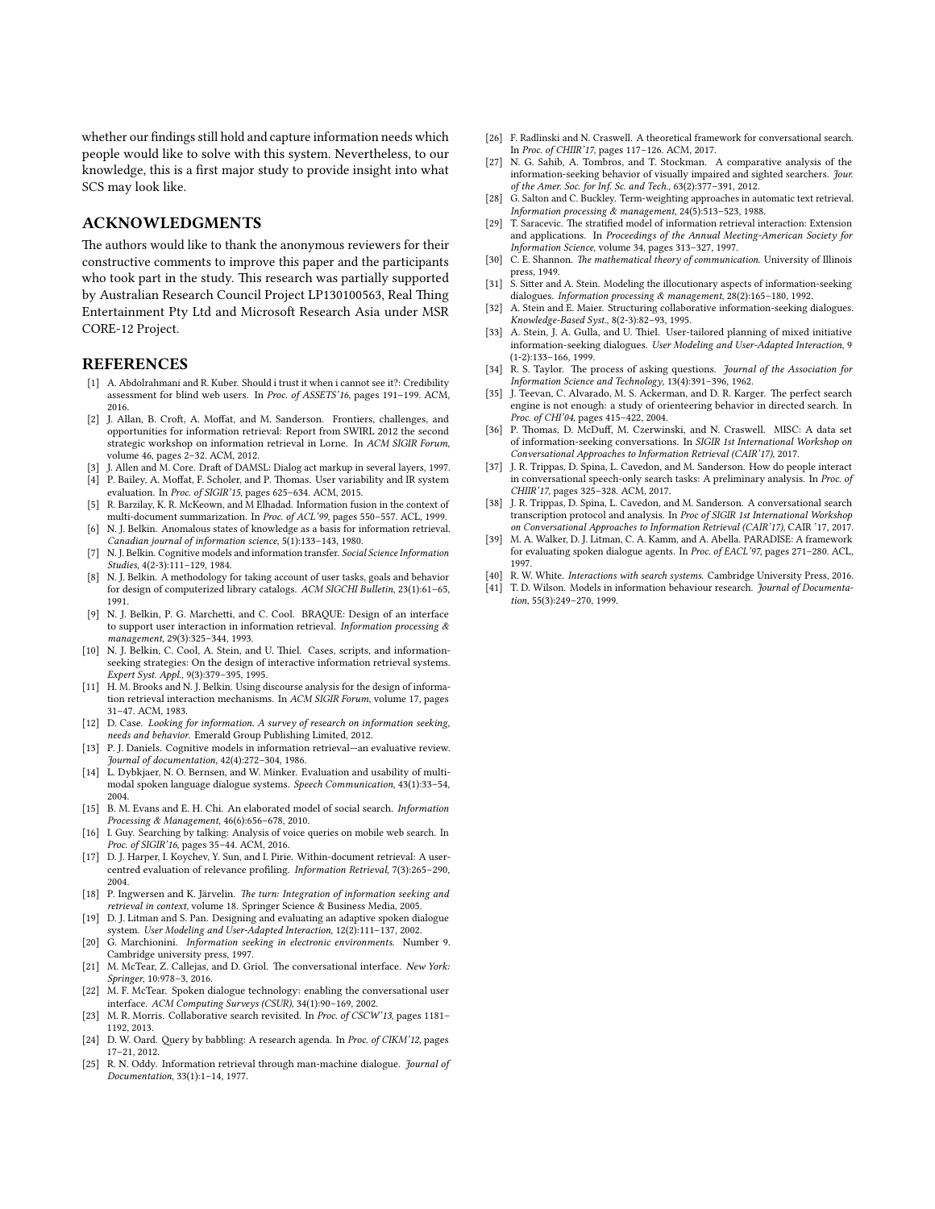whether our findings still hold and capture information needs which people would like to solve with this system. Nevertheless, to our knowledge, this is a first major study to provide insight into what SCS may look like.

## ACKNOWLEDGMENTS

The authors would like to thank the anonymous reviewers for their constructive comments to improve this paper and the participants who took part in the study. This research was partially supported by Australian Research Council Project LP130100563, Real Thing Entertainment Pty Ltd and Microsoft Research Asia under MSR CORE-12 Project.

## REFERENCES

[1] A. Abdolrahmani and R. Kuber. Should i trust it when i cannot see it?: Credibility assessment for blind web users. In *Proc. of ASSETS'16*, pages 191–199. ACM, 2016.

[2] J. Allan, B. Croft, A. Moffat, and M. Sanderson. Frontiers, challenges, and opportunities for information retrieval: Report from SWIRL 2012 the second strategic workshop on information retrieval in Lorne. In *ACM SIGIR Forum*, volume 46, pages 2–32. ACM, 2012.

[3] J. Allen and M. Core. Draft of DAMSL: Dialog act markup in several layers, 1997.

[4] P. Bailey, A. Moffat, F. Scholer, and P. Thomas. User variability and IR system evaluation. In *Proc. of SIGIR'15*, pages 625–634. ACM, 2015.

[5] R. Barzilay, K. R. McKeown, and M Elhadad. Information fusion in the context of multi-document summarization. In *Proc. of ACL'99*, pages 550–557. ACL, 1999.

[6] N. J. Belkin. Anomalous states of knowledge as a basis for information retrieval. *Canadian journal of information science*, 5(1):133–143, 1980.

[7] N. J. Belkin. Cognitive models and information transfer. *Social Science Information Studies*, 4(2-3):111–129, 1984.

[8] N. J. Belkin. A methodology for taking account of user tasks, goals and behavior for design of computerized library catalogs. *ACM SIGCHI Bulletin*, 23(1):61–65, 1991.

[9] N. J. Belkin, P. G. Marchetti, and C. Cool. BRAQUE: Design of an interface to support user interaction in information retrieval. *Information processing & management*, 29(3):325–344, 1993.

[10] N. J. Belkin, C. Cool, A. Stein, and U. Thiel. Cases, scripts, and information-seeking strategies: On the design of interactive information retrieval systems. *Expert Syst. Appl.*, 9(3):379–395, 1995.

[11] H. M. Brooks and N. J. Belkin. Using discourse analysis for the design of information retrieval interaction mechanisms. In *ACM SIGIR Forum*, volume 17, pages 31–47. ACM, 1983.

[12] D. Case. *Looking for information. A survey of research on information seeking, needs and behavior.* Emerald Group Publishing Limited, 2012.

[13] P. J. Daniels. Cognitive models in information retrieval—an evaluative review. *Journal of documentation*, 42(4):272–304, 1986.

[14] L. Dybkjaer, N. O. Bernsen, and W. Minker. Evaluation and usability of multimodal spoken language dialogue systems. *Speech Communication*, 43(1):33–54, 2004.

[15] B. M. Evans and E. H. Chi. An elaborated model of social search. *Information Processing & Management*, 46(6):656–678, 2010.

[16] I. Guy. Searching by talking: Analysis of voice queries on mobile web search. In *Proc. of SIGIR'16*, pages 35–44. ACM, 2016.

[17] D. J. Harper, I. Koychev, Y. Sun, and I. Pirie. Within-document retrieval: A user-centred evaluation of relevance profiling. *Information Retrieval*, 7(3):265–290, 2004.

[18] P. Ingwersen and K. Järvelin. *The turn: Integration of information seeking and retrieval in context*, volume 18. Springer Science & Business Media, 2005.

[19] D. J. Litman and S. Pan. Designing and evaluating an adaptive spoken dialogue system. *User Modeling and User-Adapted Interaction*, 12(2):111–137, 2002.

[20] G. Marchionini. *Information seeking in electronic environments*. Number 9. Cambridge university press, 1997.

[21] M. McTear, Z. Callejas, and D. Griol. The conversational interface. *New York: Springer*, 10:978–3, 2016.

[22] M. F. McTear. Spoken dialogue technology: enabling the conversational user interface. *ACM Computing Surveys (CSUR)*, 34(1):90–169, 2002.

[23] M. R. Morris. Collaborative search revisited. In *Proc. of CSCW'13*, pages 1181–1192, 2013.

[24] D. W. Oard. Query by babbling: A research agenda. In *Proc. of CIKM'12*, pages 17–21, 2012.

[25] R. N. Oddy. Information retrieval through man-machine dialogue. *Journal of Documentation*, 33(1):1–14, 1977.

[26] F. Radlinski and N. Craswell. A theoretical framework for conversational search. In *Proc. of CHIIR'17*, pages 117–126. ACM, 2017.

[27] N. G. Sahib, A. Tombros, and T. Stockman. A comparative analysis of the information-seeking behavior of visually impaired and sighted searchers. *Jour. of the Amer. Soc. for Inf. Sc. and Tech.*, 63(2):377–391, 2012.

[28] G. Salton and C. Buckley. Term-weighting approaches in automatic text retrieval. *Information processing & management*, 24(5):513–523, 1988.

[29] T. Saracevic. The stratified model of information retrieval interaction: Extension and applications. In *Proceedings of the Annual Meeting-American Society for Information Science*, volume 34, pages 313–327, 1997.

[30] C. E. Shannon. *The mathematical theory of communication.* University of Illinois press, 1949.

[31] S. Sitter and A. Stein. Modeling the illocutionary aspects of information-seeking dialogues. *Information processing & management*, 28(2):165–180, 1992.

[32] A. Stein and E. Maier. Structuring collaborative information-seeking dialogues. *Knowledge-Based Syst.*, 8(2-3):82–93, 1995.

[33] A. Stein, J. A. Gulla, and U. Thiel. User-tailored planning of mixed initiative information-seeking dialogues. *User Modeling and User-Adapted Interaction*, 9 (1-2):133–166, 1999.

[34] R. S. Taylor. The process of asking questions. *Journal of the Association for Information Science and Technology*, 13(4):391–396, 1962.

[35] J. Teevan, C. Alvarado, M. S. Ackerman, and D. R. Karger. The perfect search engine is not enough: a study of orienteering behavior in directed search. In *Proc. of CHI'04*, pages 415–422, 2004.

[36] P. Thomas, D. McDuff, M. Czerwinski, and N. Craswell. MISC: A data set of information-seeking conversations. In *SIGIR 1st International Workshop on Conversational Approaches to Information Retrieval (CAIR'17)*, 2017.

[37] J. R. Trippas, D. Spina, L. Cavedon, and M. Sanderson. How do people interact in conversational speech-only search tasks: A preliminary analysis. In *Proc. of CHIIR'17*, pages 325–328. ACM, 2017.

[38] J. R. Trippas, D. Spina, L. Cavedon, and M. Sanderson. A conversational search transcription protocol and analysis. In *Proc of SIGIR 1st International Workshop on Conversational Approaches to Information Retrieval (CAIR'17)*, CAIR '17, 2017.

[39] M. A. Walker, D. J. Litman, C. A. Kamm, and A. Abella. PARADISE: A framework for evaluating spoken dialogue agents. In *Proc. of EACL'97*, pages 271–280. ACL, 1997.

[40] R. W. White. *Interactions with search systems.* Cambridge University Press, 2016.

[41] T. D. Wilson. Models in information behaviour research. *Journal of Documentation*, 55(3):249–270, 1999.